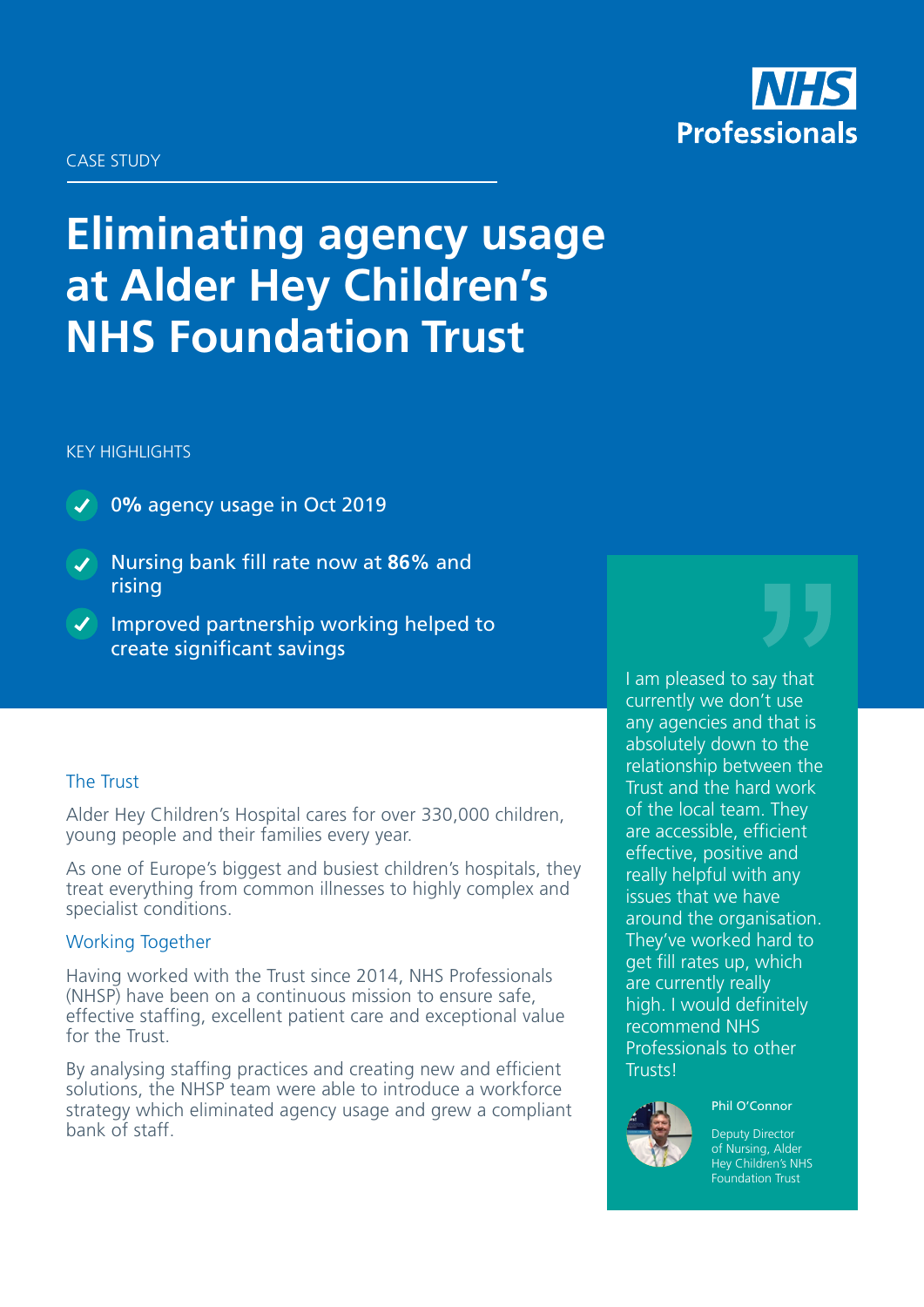NHS Professionals

CASE STUDY

# Eliminating agency usage at Alder Hey Children's NHS Foundation Trust

KEY HIGHLIGHTS

- **0%** agency usage in Oct 2019
- Nursing bank fill rate now at **86%** and rising
- Improved partnership working helped to create significant savings

## The Trust

Alder Hey Children's Hospital cares for over 330,000 children, young people and their families every year.

As one of Europe's biggest and busiest children's hospitals, they treat everything from common illnesses to highly complex and specialist conditions.

## Working Together

Having worked with the Trust since 2014, NHS Professionals (NHSP) have been on a continuous mission to ensure safe, effective staffing, excellent patient care and exceptional value for the Trust.

By analysing staffing practices and creating new and efficient solutions, the NHSP team were able to introduce a workforce strategy which eliminated agency usage and grew a compliant bank of staff.

> I am pleased to say that currently we don't use any agencies and that is absolutely down to the relationship between the Trust and the hard work of the local team. They are accessible, efficient effective, positive and really helpful with any issues that we have around the organisation. They've worked hard to get fill rates up, which are currently really high. I would definitely recommend NHS Professionals to other Trusts!
>
> **Phil O'Connor**
> Deputy Director of Nursing, Alder Hey Children's NHS Foundation Trust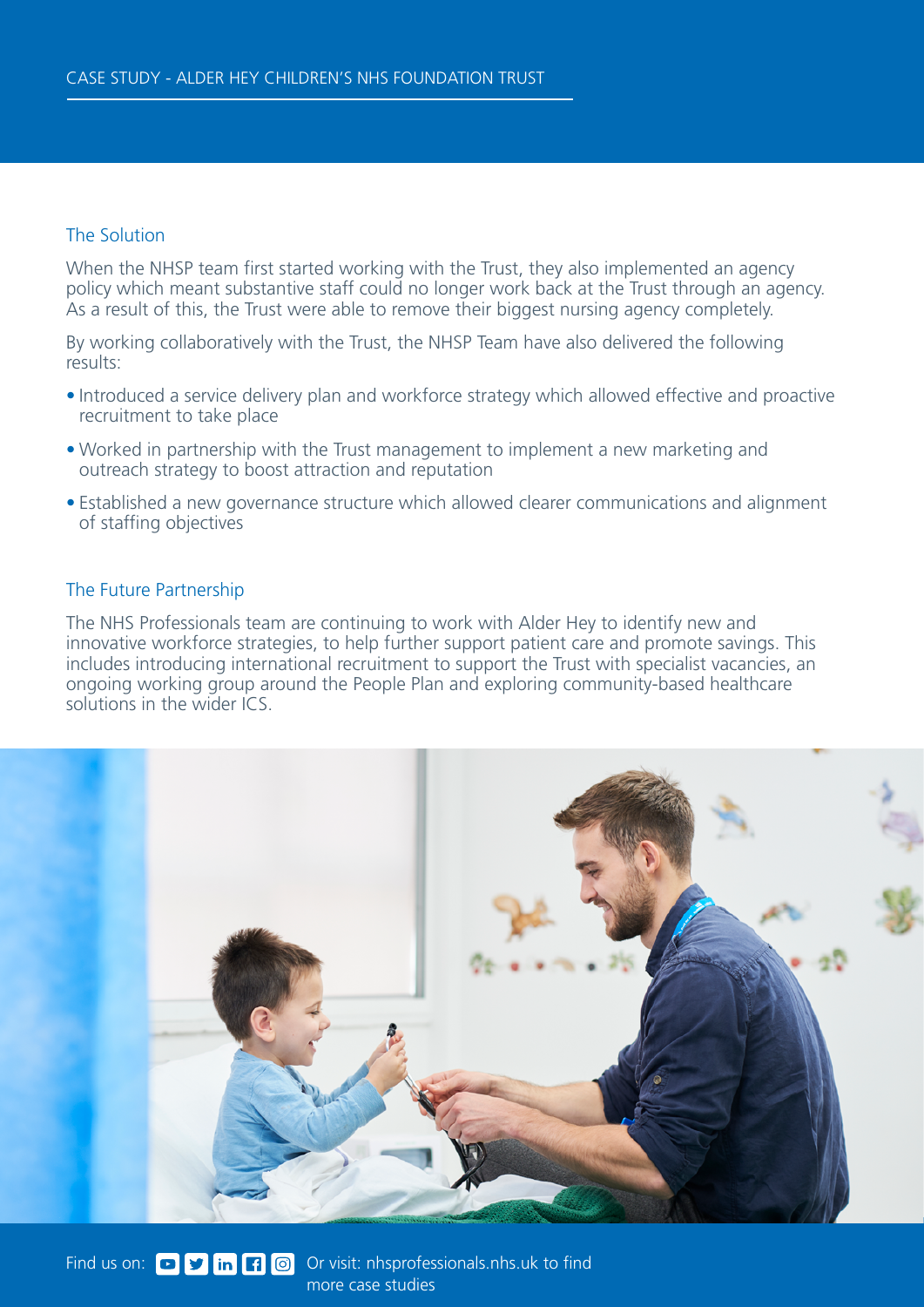## The Solution

When the NHSP team first started working with the Trust, they also implemented an agency policy which meant substantive staff could no longer work back at the Trust through an agency. As a result of this, the Trust were able to remove their biggest nursing agency completely.

By working collaboratively with the Trust, the NHSP Team have also delivered the following results:

- Introduced a service delivery plan and workforce strategy which allowed effective and proactive recruitment to take place
- Worked in partnership with the Trust management to implement a new marketing and outreach strategy to boost attraction and reputation
- Established a new governance structure which allowed clearer communications and alignment of staffing objectives

## The Future Partnership

The NHS Professionals team are continuing to work with Alder Hey to identify new and innovative workforce strategies, to help further support patient care and promote savings. This includes introducing international recruitment to support the Trust with specialist vacancies, an ongoing working group around the People Plan and exploring community-based healthcare solutions in the wider ICS.

Find us on: Or visit: nhsprofessionals.nhs.uk to find more case studies